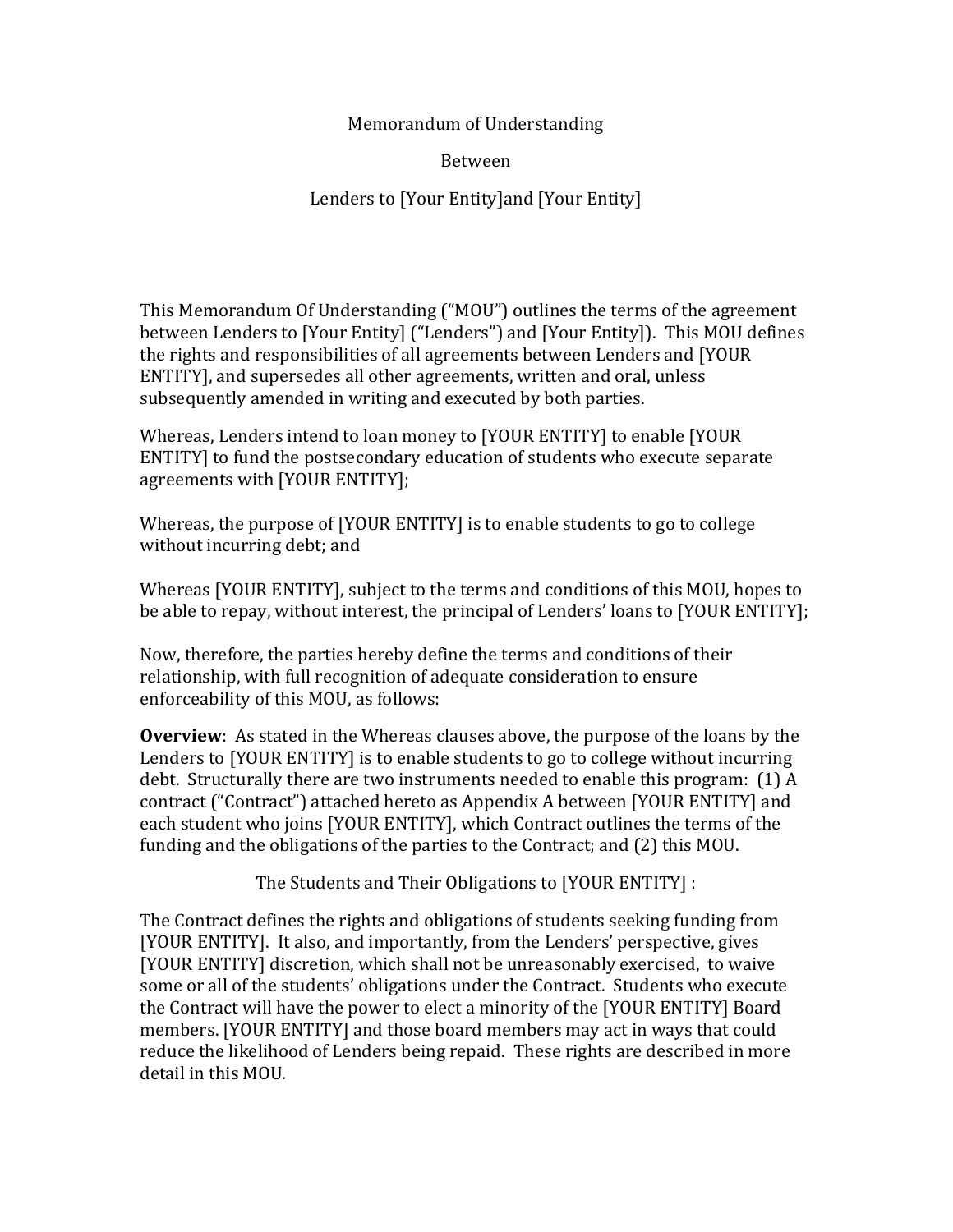Memorandum of Understanding

Between

Lenders to [Your Entity]and [Your Entity]

This Memorandum Of Understanding ("MOU") outlines the terms of the agreement between Lenders to [Your Entity] ("Lenders") and [Your Entity]). This MOU defines the rights and responsibilities of all agreements between Lenders and [YOUR ENTITY], and supersedes all other agreements, written and oral, unless subsequently amended in writing and executed by both parties.

Whereas, Lenders intend to loan money to [YOUR ENTITY] to enable [YOUR ENTITY] to fund the postsecondary education of students who execute separate agreements with [YOUR ENTITY];

Whereas, the purpose of [YOUR ENTITY] is to enable students to go to college without incurring debt; and

Whereas [YOUR ENTITY], subject to the terms and conditions of this MOU, hopes to be able to repay, without interest, the principal of Lenders' loans to [YOUR ENTITY];

Now, therefore, the parties hereby define the terms and conditions of their relationship, with full recognition of adequate consideration to ensure enforceability of this MOU, as follows:

**Overview**: As stated in the Whereas clauses above, the purpose of the loans by the Lenders to [YOUR ENTITY] is to enable students to go to college without incurring debt. Structurally there are two instruments needed to enable this program: (1) A contract ("Contract") attached hereto as Appendix A between [YOUR ENTITY] and each student who joins [YOUR ENTITY], which Contract outlines the terms of the funding and the obligations of the parties to the Contract; and (2) this MOU.

The Students and Their Obligations to [YOUR ENTITY] :

The Contract defines the rights and obligations of students seeking funding from [YOUR ENTITY]. It also, and importantly, from the Lenders' perspective, gives [YOUR ENTITY] discretion, which shall not be unreasonably exercised, to waive some or all of the students' obligations under the Contract. Students who execute the Contract will have the power to elect a minority of the [YOUR ENTITY] Board members. [YOUR ENTITY] and those board members may act in ways that could reduce the likelihood of Lenders being repaid. These rights are described in more detail in this MOU.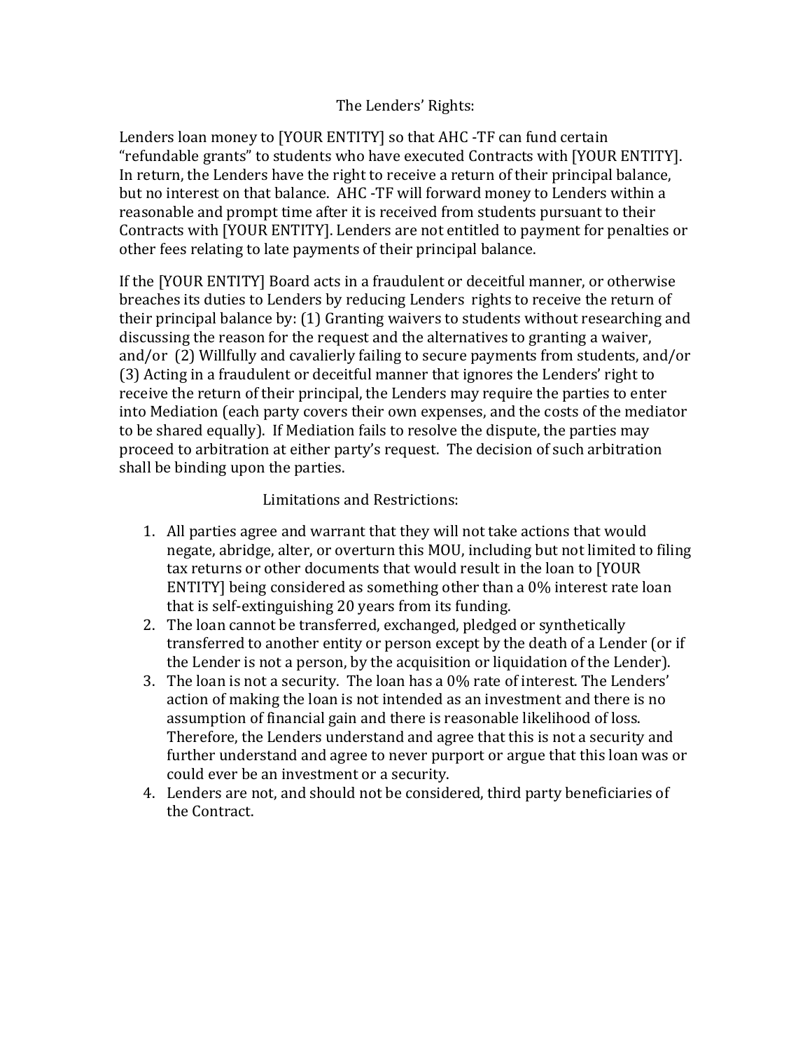## The Lenders' Rights:

Lenders loan money to [YOUR ENTITY] so that AHC -TF can fund certain "refundable grants" to students who have executed Contracts with [YOUR ENTITY]. In return, the Lenders have the right to receive a return of their principal balance, but no interest on that balance. AHC -TF will forward money to Lenders within a reasonable and prompt time after it is received from students pursuant to their Contracts with [YOUR ENTITY]. Lenders are not entitled to payment for penalties or other fees relating to late payments of their principal balance.

If the [YOUR ENTITY] Board acts in a fraudulent or deceitful manner, or otherwise breaches its duties to Lenders by reducing Lenders rights to receive the return of their principal balance by: (1) Granting waivers to students without researching and discussing the reason for the request and the alternatives to granting a waiver, and/or (2) Willfully and cavalierly failing to secure payments from students, and/or (3) Acting in a fraudulent or deceitful manner that ignores the Lenders' right to receive the return of their principal, the Lenders may require the parties to enter into Mediation (each party covers their own expenses, and the costs of the mediator to be shared equally). If Mediation fails to resolve the dispute, the parties may proceed to arbitration at either party's request. The decision of such arbitration shall be binding upon the parties.

## Limitations and Restrictions:

1. All parties agree and warrant that they will not take actions that would negate, abridge, alter, or overturn this MOU, including but not limited to filing tax returns or other documents that would result in the loan to [YOUR ENTITY] being considered as something other than a 0% interest rate loan that is self-extinguishing 20 years from its funding.
2. The loan cannot be transferred, exchanged, pledged or synthetically transferred to another entity or person except by the death of a Lender (or if the Lender is not a person, by the acquisition or liquidation of the Lender).
3. The loan is not a security. The loan has a 0% rate of interest. The Lenders' action of making the loan is not intended as an investment and there is no assumption of financial gain and there is reasonable likelihood of loss. Therefore, the Lenders understand and agree that this is not a security and further understand and agree to never purport or argue that this loan was or could ever be an investment or a security.
4. Lenders are not, and should not be considered, third party beneficiaries of the Contract.